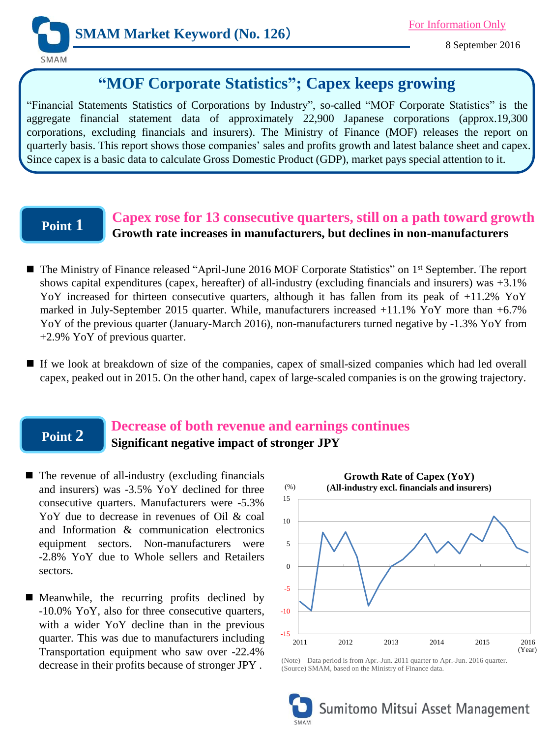SMAM Market Keyword (No. 126)

For Information Only

8 September 2016

# "MOF Corporate Statistics"; Capex keeps growing

"Financial Statements Statistics of Corporations by Industry", so-called "MOF Corporate Statistics" is the aggregate financial statement data of approximately 22,900 Japanese corporations (approx.19,300 corporations, excluding financials and insurers). The Ministry of Finance (MOF) releases the report on quarterly basis. This report shows those companies' sales and profits growth and latest balance sheet and capex. Since capex is a basic data to calculate Gross Domestic Product (GDP), market pays special attention to it.

## Point 1

### Capex rose for 13 consecutive quarters, still on a path toward growth

**Growth rate increases in manufacturers, but declines in non-manufacturers**

- The Ministry of Finance released "April-June 2016 MOF Corporate Statistics" on 1st September. The report shows capital expenditures (capex, hereafter) of all-industry (excluding financials and insurers) was +3.1% YoY increased for thirteen consecutive quarters, although it has fallen from its peak of +11.2% YoY marked in July-September 2015 quarter. While, manufacturers increased +11.1% YoY more than +6.7% YoY of the previous quarter (January-March 2016), non-manufacturers turned negative by -1.3% YoY from +2.9% YoY of previous quarter.

- If we look at breakdown of size of the companies, capex of small-sized companies which had led overall capex, peaked out in 2015. On the other hand, capex of large-scaled companies is on the growing trajectory.

## Point 2

### Decrease of both revenue and earnings continues

**Significant negative impact of stronger JPY**

- The revenue of all-industry (excluding financials and insurers) was -3.5% YoY declined for three consecutive quarters. Manufacturers were -5.3% YoY due to decrease in revenues of Oil & coal and Information & communication electronics equipment sectors. Non-manufacturers were -2.8% YoY due to Whole sellers and Retailers sectors.

- Meanwhile, the recurring profits declined by -10.0% YoY, also for three consecutive quarters, with a wider YoY decline than in the previous quarter. This was due to manufacturers including Transportation equipment who saw over -22.4% decrease in their profits because of stronger JPY .

**Growth Rate of Capex (YoY)**
**(All-industry excl. financials and insurers)**

(Note) Data period is from Apr.-Jun. 2011 quarter to Apr.-Jun. 2016 quarter.
(Source) SMAM, based on the Ministry of Finance data.

Sumitomo Mitsui Asset Management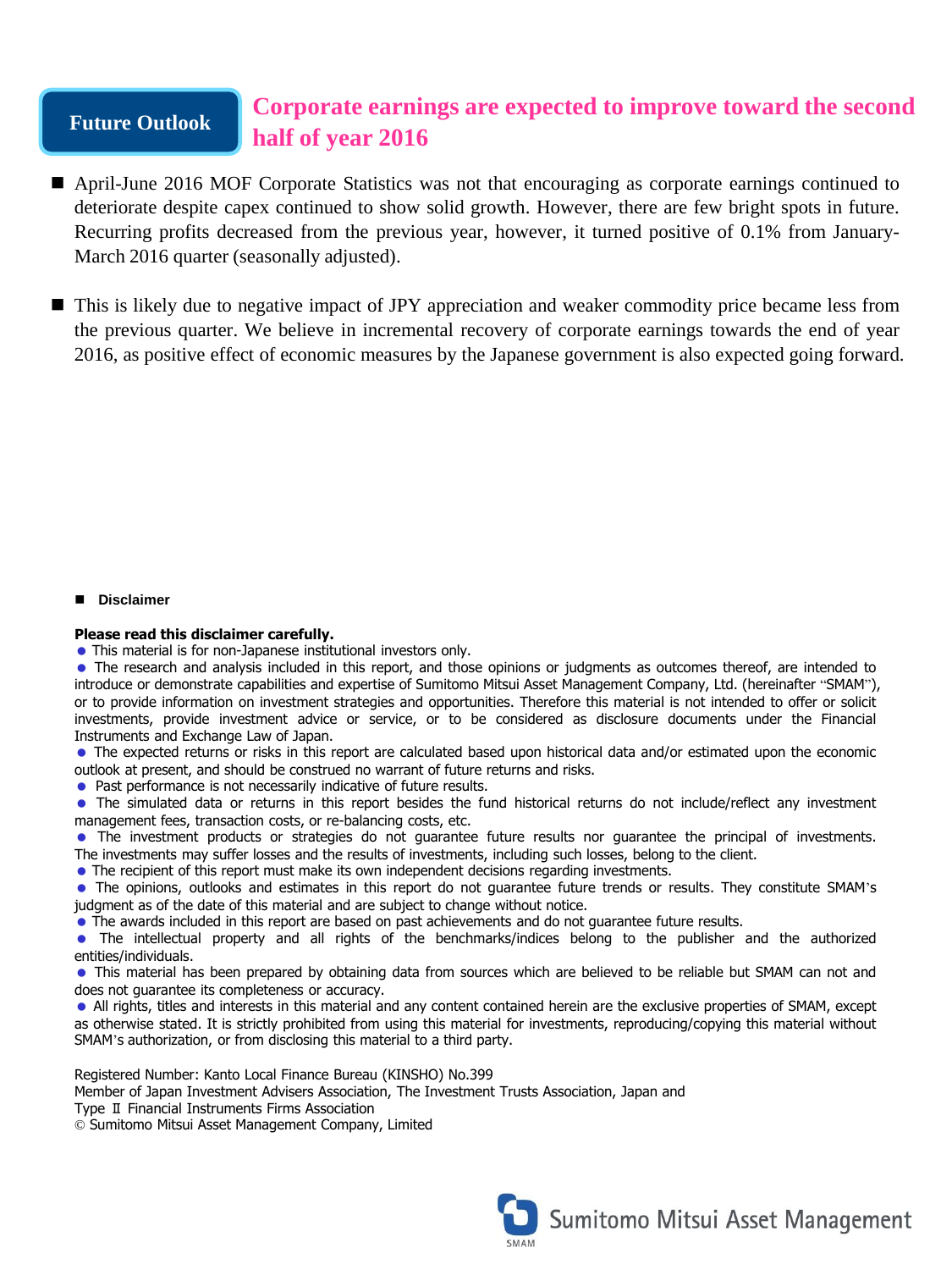## Future Outlook

## Corporate earnings are expected to improve toward the second half of year 2016

- April-June 2016 MOF Corporate Statistics was not that encouraging as corporate earnings continued to deteriorate despite capex continued to show solid growth. However, there are few bright spots in future. Recurring profits decreased from the previous year, however, it turned positive of 0.1% from January-March 2016 quarter (seasonally adjusted).

- This is likely due to negative impact of JPY appreciation and weaker commodity price became less from the previous quarter. We believe in incremental recovery of corporate earnings towards the end of year 2016, as positive effect of economic measures by the Japanese government is also expected going forward.

### Disclaimer

**Please read this disclaimer carefully.**

- This material is for non-Japanese institutional investors only.
- The research and analysis included in this report, and those opinions or judgments as outcomes thereof, are intended to introduce or demonstrate capabilities and expertise of Sumitomo Mitsui Asset Management Company, Ltd. (hereinafter "SMAM"), or to provide information on investment strategies and opportunities. Therefore this material is not intended to offer or solicit investments, provide investment advice or service, or to be considered as disclosure documents under the Financial Instruments and Exchange Law of Japan.
- The expected returns or risks in this report are calculated based upon historical data and/or estimated upon the economic outlook at present, and should be construed no warrant of future returns and risks.
- Past performance is not necessarily indicative of future results.
- The simulated data or returns in this report besides the fund historical returns do not include/reflect any investment management fees, transaction costs, or re-balancing costs, etc.
- The investment products or strategies do not guarantee future results nor guarantee the principal of investments. The investments may suffer losses and the results of investments, including such losses, belong to the client.
- The recipient of this report must make its own independent decisions regarding investments.
- The opinions, outlooks and estimates in this report do not guarantee future trends or results. They constitute SMAM's judgment as of the date of this material and are subject to change without notice.
- The awards included in this report are based on past achievements and do not guarantee future results.
- The intellectual property and all rights of the benchmarks/indices belong to the publisher and the authorized entities/individuals.
- This material has been prepared by obtaining data from sources which are believed to be reliable but SMAM can not and does not guarantee its completeness or accuracy.
- All rights, titles and interests in this material and any content contained herein are the exclusive properties of SMAM, except as otherwise stated. It is strictly prohibited from using this material for investments, reproducing/copying this material without SMAM's authorization, or from disclosing this material to a third party.

Registered Number: Kanto Local Finance Bureau (KINSHO) No.399
Member of Japan Investment Advisers Association, The Investment Trusts Association, Japan and
Type Ⅱ Financial Instruments Firms Association
© Sumitomo Mitsui Asset Management Company, Limited

Sumitomo Mitsui Asset Management